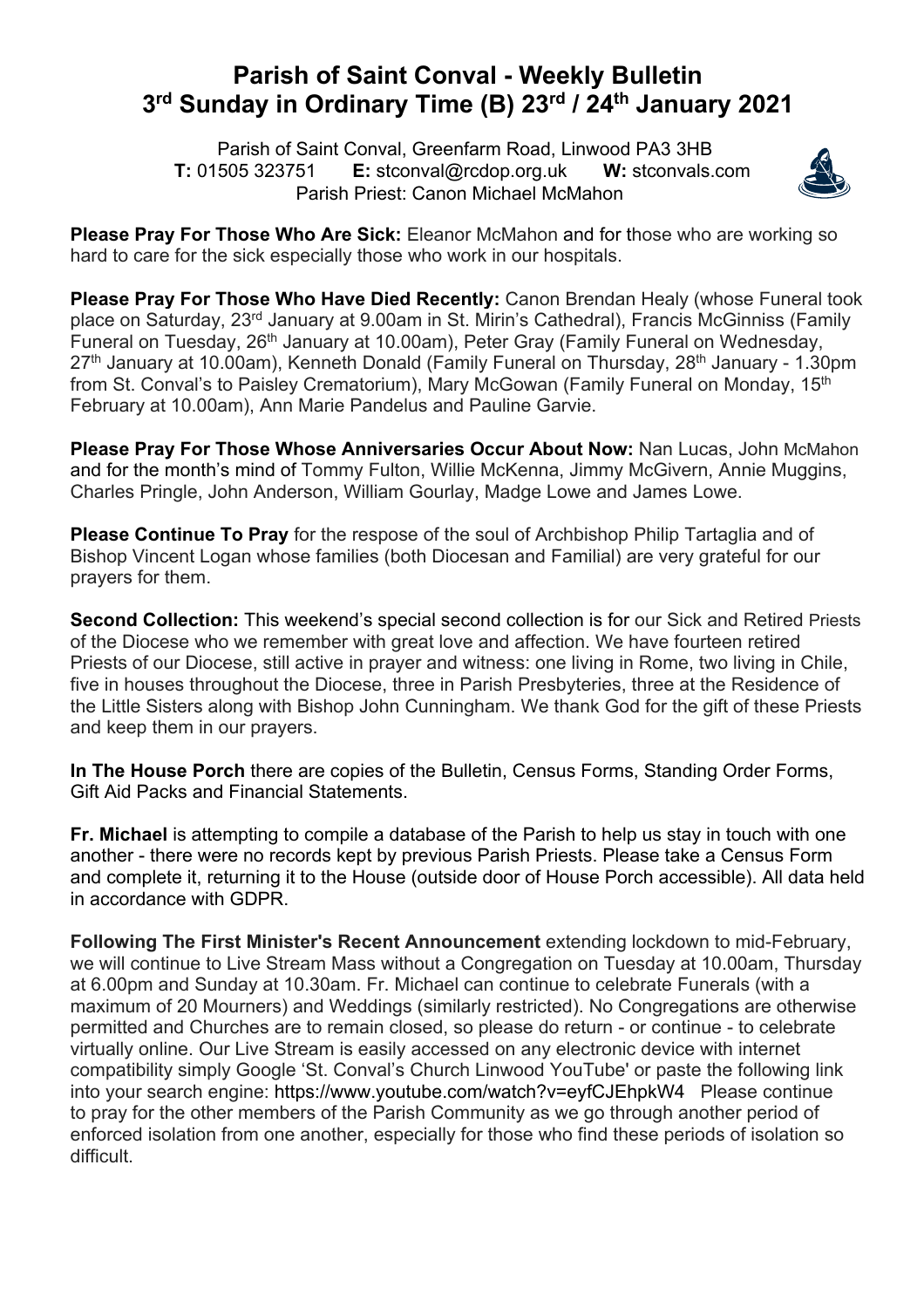# Parish of Saint Conval - Weekly Bulletin
## 3rd Sunday in Ordinary Time (B) 23rd / 24th January 2021

Parish of Saint Conval, Greenfarm Road, Linwood PA3 3HB
**T:** 01505 323751 **E:** stconval@rcdop.org.uk **W:** stconvals.com
Parish Priest: Canon Michael McMahon

**Please Pray For Those Who Are Sick:** Eleanor McMahon and for those who are working so hard to care for the sick especially those who work in our hospitals.

**Please Pray For Those Who Have Died Recently:** Canon Brendan Healy (whose Funeral took place on Saturday, 23rd January at 9.00am in St. Mirin's Cathedral), Francis McGinniss (Family Funeral on Tuesday, 26th January at 10.00am), Peter Gray (Family Funeral on Wednesday, 27th January at 10.00am), Kenneth Donald (Family Funeral on Thursday, 28th January - 1.30pm from St. Conval's to Paisley Crematorium), Mary McGowan (Family Funeral on Monday, 15th February at 10.00am), Ann Marie Pandelus and Pauline Garvie.

**Please Pray For Those Whose Anniversaries Occur About Now:** Nan Lucas, John McMahon and for the month's mind of Tommy Fulton, Willie McKenna, Jimmy McGivern, Annie Muggins, Charles Pringle, John Anderson, William Gourlay, Madge Lowe and James Lowe.

**Please Continue To Pray** for the respose of the soul of Archbishop Philip Tartaglia and of Bishop Vincent Logan whose families (both Diocesan and Familial) are very grateful for our prayers for them.

**Second Collection:** This weekend's special second collection is for our Sick and Retired Priests of the Diocese who we remember with great love and affection. We have fourteen retired Priests of our Diocese, still active in prayer and witness: one living in Rome, two living in Chile, five in houses throughout the Diocese, three in Parish Presbyteries, three at the Residence of the Little Sisters along with Bishop John Cunningham. We thank God for the gift of these Priests and keep them in our prayers.

**In The House Porch** there are copies of the Bulletin, Census Forms, Standing Order Forms, Gift Aid Packs and Financial Statements.

**Fr. Michael** is attempting to compile a database of the Parish to help us stay in touch with one another - there were no records kept by previous Parish Priests. Please take a Census Form and complete it, returning it to the House (outside door of House Porch accessible). All data held in accordance with GDPR.

**Following The First Minister's Recent Announcement** extending lockdown to mid-February, we will continue to Live Stream Mass without a Congregation on Tuesday at 10.00am, Thursday at 6.00pm and Sunday at 10.30am. Fr. Michael can continue to celebrate Funerals (with a maximum of 20 Mourners) and Weddings (similarly restricted). No Congregations are otherwise permitted and Churches are to remain closed, so please do return - or continue - to celebrate virtually online. Our Live Stream is easily accessed on any electronic device with internet compatibility simply Google 'St. Conval's Church Linwood YouTube' or paste the following link into your search engine: https://www.youtube.com/watch?v=eyfCJEhpkW4 Please continue to pray for the other members of the Parish Community as we go through another period of enforced isolation from one another, especially for those who find these periods of isolation so difficult.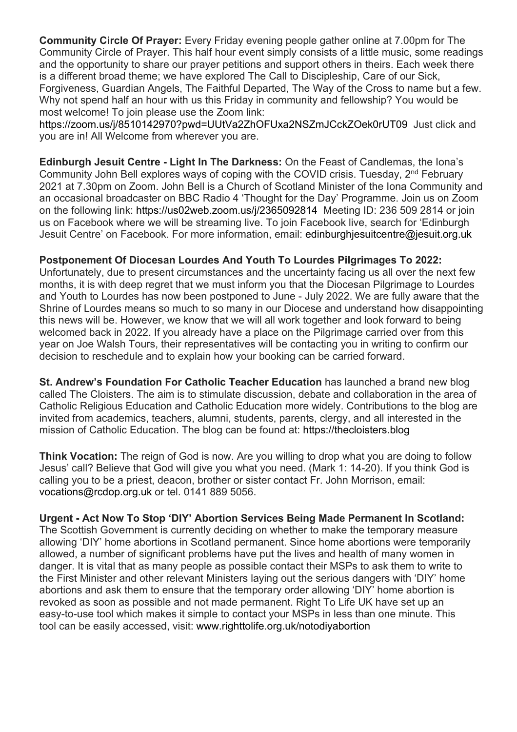**Community Circle Of Prayer:** Every Friday evening people gather online at 7.00pm for The Community Circle of Prayer. This half hour event simply consists of a little music, some readings and the opportunity to share our prayer petitions and support others in theirs. Each week there is a different broad theme; we have explored The Call to Discipleship, Care of our Sick, Forgiveness, Guardian Angels, The Faithful Departed, The Way of the Cross to name but a few. Why not spend half an hour with us this Friday in community and fellowship? You would be most welcome! To join please use the Zoom link: https://zoom.us/j/8510142970?pwd=UUtVa2ZhOFUxa2NSZmJCckZOek0rUT09 Just click and you are in! All Welcome from wherever you are.

**Edinburgh Jesuit Centre - Light In The Darkness:** On the Feast of Candlemas, the Iona's Community John Bell explores ways of coping with the COVID crisis. Tuesday, 2nd February 2021 at 7.30pm on Zoom. John Bell is a Church of Scotland Minister of the Iona Community and an occasional broadcaster on BBC Radio 4 'Thought for the Day' Programme. Join us on Zoom on the following link: https://us02web.zoom.us/j/2365092814 Meeting ID: 236 509 2814 or join us on Facebook where we will be streaming live. To join Facebook live, search for 'Edinburgh Jesuit Centre' on Facebook. For more information, email: edinburghjesuitcentre@jesuit.org.uk

**Postponement Of Diocesan Lourdes And Youth To Lourdes Pilgrimages To 2022:** Unfortunately, due to present circumstances and the uncertainty facing us all over the next few months, it is with deep regret that we must inform you that the Diocesan Pilgrimage to Lourdes and Youth to Lourdes has now been postponed to June - July 2022. We are fully aware that the Shrine of Lourdes means so much to so many in our Diocese and understand how disappointing this news will be. However, we know that we will all work together and look forward to being welcomed back in 2022. If you already have a place on the Pilgrimage carried over from this year on Joe Walsh Tours, their representatives will be contacting you in writing to confirm our decision to reschedule and to explain how your booking can be carried forward.

**St. Andrew's Foundation For Catholic Teacher Education** has launched a brand new blog called The Cloisters. The aim is to stimulate discussion, debate and collaboration in the area of Catholic Religious Education and Catholic Education more widely. Contributions to the blog are invited from academics, teachers, alumni, students, parents, clergy, and all interested in the mission of Catholic Education. The blog can be found at: https://thecloisters.blog

**Think Vocation:** The reign of God is now. Are you willing to drop what you are doing to follow Jesus' call? Believe that God will give you what you need. (Mark 1: 14-20). If you think God is calling you to be a priest, deacon, brother or sister contact Fr. John Morrison, email: vocations@rcdop.org.uk or tel. 0141 889 5056.

**Urgent - Act Now To Stop 'DIY' Abortion Services Being Made Permanent In Scotland:** The Scottish Government is currently deciding on whether to make the temporary measure allowing 'DIY' home abortions in Scotland permanent. Since home abortions were temporarily allowed, a number of significant problems have put the lives and health of many women in danger. It is vital that as many people as possible contact their MSPs to ask them to write to the First Minister and other relevant Ministers laying out the serious dangers with 'DIY' home abortions and ask them to ensure that the temporary order allowing 'DIY' home abortion is revoked as soon as possible and not made permanent. Right To Life UK have set up an easy-to-use tool which makes it simple to contact your MSPs in less than one minute. This tool can be easily accessed, visit: www.righttolife.org.uk/notodiyabortion